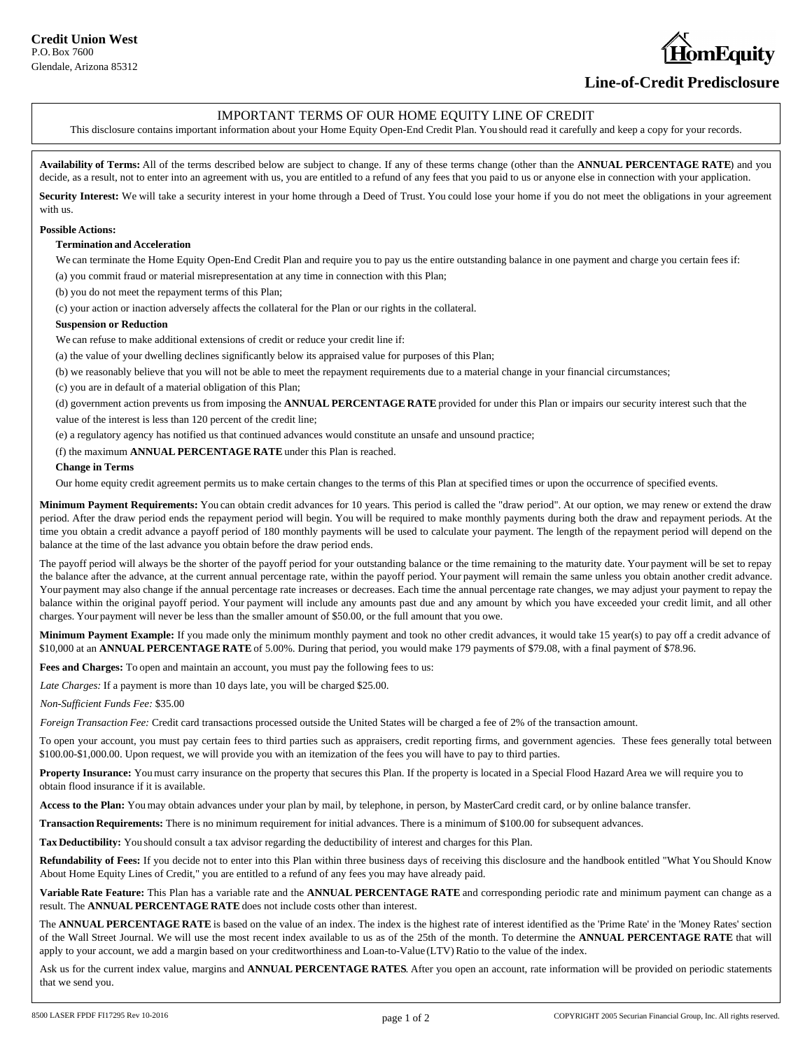**Credit Union West**
P.O. Box 7600
Glendale, Arizona 85312

HomEquity

# Line-of-Credit Predisclosure

## IMPORTANT TERMS OF OUR HOME EQUITY LINE OF CREDIT

This disclosure contains important information about your Home Equity Open-End Credit Plan. You should read it carefully and keep a copy for your records.

**Availability of Terms:** All of the terms described below are subject to change. If any of these terms change (other than the **ANNUAL PERCENTAGE RATE**) and you decide, as a result, not to enter into an agreement with us, you are entitled to a refund of any fees that you paid to us or anyone else in connection with your application.

**Security Interest:** We will take a security interest in your home through a Deed of Trust. You could lose your home if you do not meet the obligations in your agreement with us.

**Possible Actions:**

**Termination and Acceleration**

We can terminate the Home Equity Open-End Credit Plan and require you to pay us the entire outstanding balance in one payment and charge you certain fees if:

(a) you commit fraud or material misrepresentation at any time in connection with this Plan;

(b) you do not meet the repayment terms of this Plan;

(c) your action or inaction adversely affects the collateral for the Plan or our rights in the collateral.

**Suspension or Reduction**

We can refuse to make additional extensions of credit or reduce your credit line if:

(a) the value of your dwelling declines significantly below its appraised value for purposes of this Plan;

(b) we reasonably believe that you will not be able to meet the repayment requirements due to a material change in your financial circumstances;

(c) you are in default of a material obligation of this Plan;

(d) government action prevents us from imposing the **ANNUAL PERCENTAGE RATE** provided for under this Plan or impairs our security interest such that the value of the interest is less than 120 percent of the credit line;

(e) a regulatory agency has notified us that continued advances would constitute an unsafe and unsound practice;

(f) the maximum **ANNUAL PERCENTAGE RATE** under this Plan is reached.

**Change in Terms**

Our home equity credit agreement permits us to make certain changes to the terms of this Plan at specified times or upon the occurrence of specified events.

**Minimum Payment Requirements:** You can obtain credit advances for 10 years. This period is called the "draw period". At our option, we may renew or extend the draw period. After the draw period ends the repayment period will begin. You will be required to make monthly payments during both the draw and repayment periods. At the time you obtain a credit advance a payoff period of 180 monthly payments will be used to calculate your payment. The length of the repayment period will depend on the balance at the time of the last advance you obtain before the draw period ends.

The payoff period will always be the shorter of the payoff period for your outstanding balance or the time remaining to the maturity date. Your payment will be set to repay the balance after the advance, at the current annual percentage rate, within the payoff period. Your payment will remain the same unless you obtain another credit advance. Your payment may also change if the annual percentage rate increases or decreases. Each time the annual percentage rate changes, we may adjust your payment to repay the balance within the original payoff period. Your payment will include any amounts past due and any amount by which you have exceeded your credit limit, and all other charges. Your payment will never be less than the smaller amount of $50.00, or the full amount that you owe.

**Minimum Payment Example:** If you made only the minimum monthly payment and took no other credit advances, it would take 15 year(s) to pay off a credit advance of $10,000 at an **ANNUAL PERCENTAGE RATE** of 5.00%. During that period, you would make 179 payments of $79.08, with a final payment of $78.96.

**Fees and Charges:** To open and maintain an account, you must pay the following fees to us:

*Late Charges:* If a payment is more than 10 days late, you will be charged $25.00.

*Non-Sufficient Funds Fee:* $35.00

*Foreign Transaction Fee:* Credit card transactions processed outside the United States will be charged a fee of 2% of the transaction amount.

To open your account, you must pay certain fees to third parties such as appraisers, credit reporting firms, and government agencies. These fees generally total between $100.00-$1,000.00. Upon request, we will provide you with an itemization of the fees you will have to pay to third parties.

**Property Insurance:** You must carry insurance on the property that secures this Plan. If the property is located in a Special Flood Hazard Area we will require you to obtain flood insurance if it is available.

**Access to the Plan:** You may obtain advances under your plan by mail, by telephone, in person, by MasterCard credit card, or by online balance transfer.

**Transaction Requirements:** There is no minimum requirement for initial advances. There is a minimum of $100.00 for subsequent advances.

**Tax Deductibility:** You should consult a tax advisor regarding the deductibility of interest and charges for this Plan.

**Refundability of Fees:** If you decide not to enter into this Plan within three business days of receiving this disclosure and the handbook entitled "What You Should Know About Home Equity Lines of Credit," you are entitled to a refund of any fees you may have already paid.

**Variable Rate Feature:** This Plan has a variable rate and the **ANNUAL PERCENTAGE RATE** and corresponding periodic rate and minimum payment can change as a result. The **ANNUAL PERCENTAGE RATE** does not include costs other than interest.

The **ANNUAL PERCENTAGE RATE** is based on the value of an index. The index is the highest rate of interest identified as the 'Prime Rate' in the 'Money Rates' section of the Wall Street Journal. We will use the most recent index available to us as of the 25th of the month. To determine the **ANNUAL PERCENTAGE RATE** that will apply to your account, we add a margin based on your creditworthiness and Loan-to-Value (LTV) Ratio to the value of the index.

Ask us for the current index value, margins and **ANNUAL PERCENTAGE RATES**. After you open an account, rate information will be provided on periodic statements that we send you.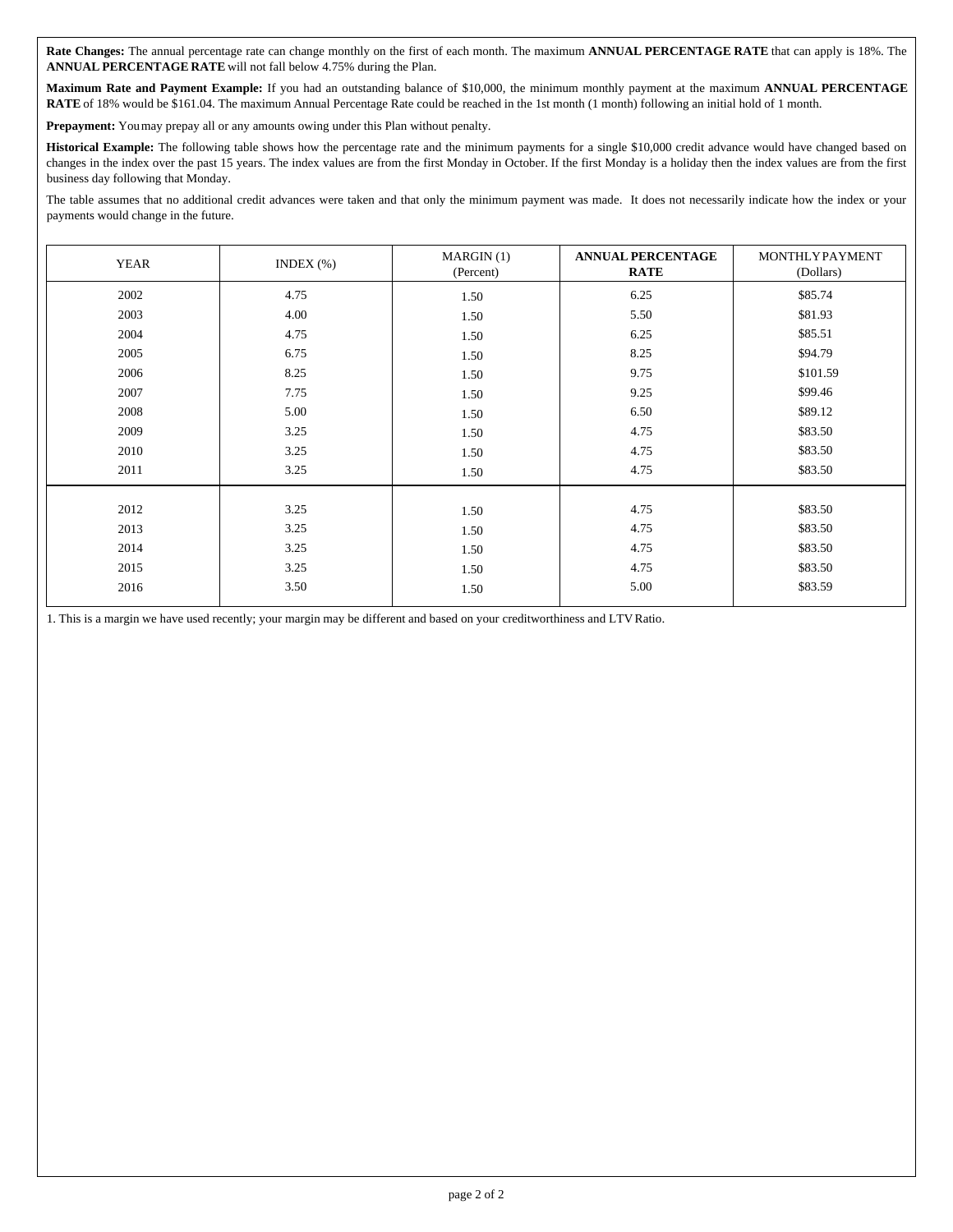**Rate Changes:** The annual percentage rate can change monthly on the first of each month. The maximum **ANNUAL PERCENTAGE RATE** that can apply is 18%. The **ANNUAL PERCENTAGE RATE** will not fall below 4.75% during the Plan.

**Maximum Rate and Payment Example:** If you had an outstanding balance of $10,000, the minimum monthly payment at the maximum **ANNUAL PERCENTAGE RATE** of 18% would be $161.04. The maximum Annual Percentage Rate could be reached in the 1st month (1 month) following an initial hold of 1 month.

**Prepayment:** You may prepay all or any amounts owing under this Plan without penalty.

**Historical Example:** The following table shows how the percentage rate and the minimum payments for a single $10,000 credit advance would have changed based on changes in the index over the past 15 years. The index values are from the first Monday in October. If the first Monday is a holiday then the index values are from the first business day following that Monday.

The table assumes that no additional credit advances were taken and that only the minimum payment was made. It does not necessarily indicate how the index or your payments would change in the future.

| YEAR | INDEX (%) | MARGIN (1) (Percent) | **ANNUAL PERCENTAGE RATE** | MONTHLY PAYMENT (Dollars) |
|---|---|---|---|---|
| 2002 | 4.75 | 1.50 | 6.25 | $85.74 |
| 2003 | 4.00 | 1.50 | 5.50 | $81.93 |
| 2004 | 4.75 | 1.50 | 6.25 | $85.51 |
| 2005 | 6.75 | 1.50 | 8.25 | $94.79 |
| 2006 | 8.25 | 1.50 | 9.75 | $101.59 |
| 2007 | 7.75 | 1.50 | 9.25 | $99.46 |
| 2008 | 5.00 | 1.50 | 6.50 | $89.12 |
| 2009 | 3.25 | 1.50 | 4.75 | $83.50 |
| 2010 | 3.25 | 1.50 | 4.75 | $83.50 |
| 2011 | 3.25 | 1.50 | 4.75 | $83.50 |
| 2012 | 3.25 | 1.50 | 4.75 | $83.50 |
| 2013 | 3.25 | 1.50 | 4.75 | $83.50 |
| 2014 | 3.25 | 1.50 | 4.75 | $83.50 |
| 2015 | 3.25 | 1.50 | 4.75 | $83.50 |
| 2016 | 3.50 | 1.50 | 5.00 | $83.59 |

1. This is a margin we have used recently; your margin may be different and based on your creditworthiness and LTV Ratio.